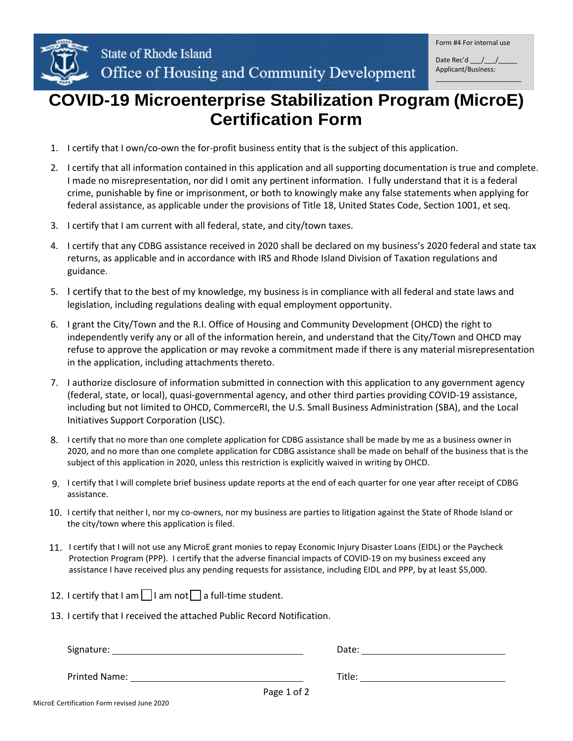State of Rhode Island
Office of Housing and Community Development

Form #4 For internal use

Date Rec'd ___/___/_____
Applicant/Business:
____________________

# COVID-19 Microenterprise Stabilization Program (MicroE) Certification Form

1. I certify that I own/co-own the for-profit business entity that is the subject of this application.
2. I certify that all information contained in this application and all supporting documentation is true and complete. I made no misrepresentation, nor did I omit any pertinent information. I fully understand that it is a federal crime, punishable by fine or imprisonment, or both to knowingly make any false statements when applying for federal assistance, as applicable under the provisions of Title 18, United States Code, Section 1001, et seq.
3. I certify that I am current with all federal, state, and city/town taxes.
4. I certify that any CDBG assistance received in 2020 shall be declared on my business's 2020 federal and state tax returns, as applicable and in accordance with IRS and Rhode Island Division of Taxation regulations and guidance.
5. I certify that to the best of my knowledge, my business is in compliance with all federal and state laws and legislation, including regulations dealing with equal employment opportunity.
6. I grant the City/Town and the R.I. Office of Housing and Community Development (OHCD) the right to independently verify any or all of the information herein, and understand that the City/Town and OHCD may refuse to approve the application or may revoke a commitment made if there is any material misrepresentation in the application, including attachments thereto.
7. I authorize disclosure of information submitted in connection with this application to any government agency (federal, state, or local), quasi-governmental agency, and other third parties providing COVID-19 assistance, including but not limited to OHCD, CommerceRI, the U.S. Small Business Administration (SBA), and the Local Initiatives Support Corporation (LISC).
8. I certify that no more than one complete application for CDBG assistance shall be made by me as a business owner in 2020, and no more than one complete application for CDBG assistance shall be made on behalf of the business that is the subject of this application in 2020, unless this restriction is explicitly waived in writing by OHCD.
9. I certify that I will complete brief business update reports at the end of each quarter for one year after receipt of CDBG assistance.
10. I certify that neither I, nor my co-owners, nor my business are parties to litigation against the State of Rhode Island or the city/town where this application is filed.
11. I certify that I will not use any MicroE grant monies to repay Economic Injury Disaster Loans (EIDL) or the Paycheck Protection Program (PPP). I certify that the adverse financial impacts of COVID-19 on my business exceed any assistance I have received plus any pending requests for assistance, including EIDL and PPP, by at least $5,000.
12. I certify that I am ☐ I am not ☐ a full-time student.
13. I certify that I received the attached Public Record Notification.

Signature: ______________________________ Date: ______________________

Printed Name: ___________________________ Title: ______________________

MicroE Certification Form revised June 2020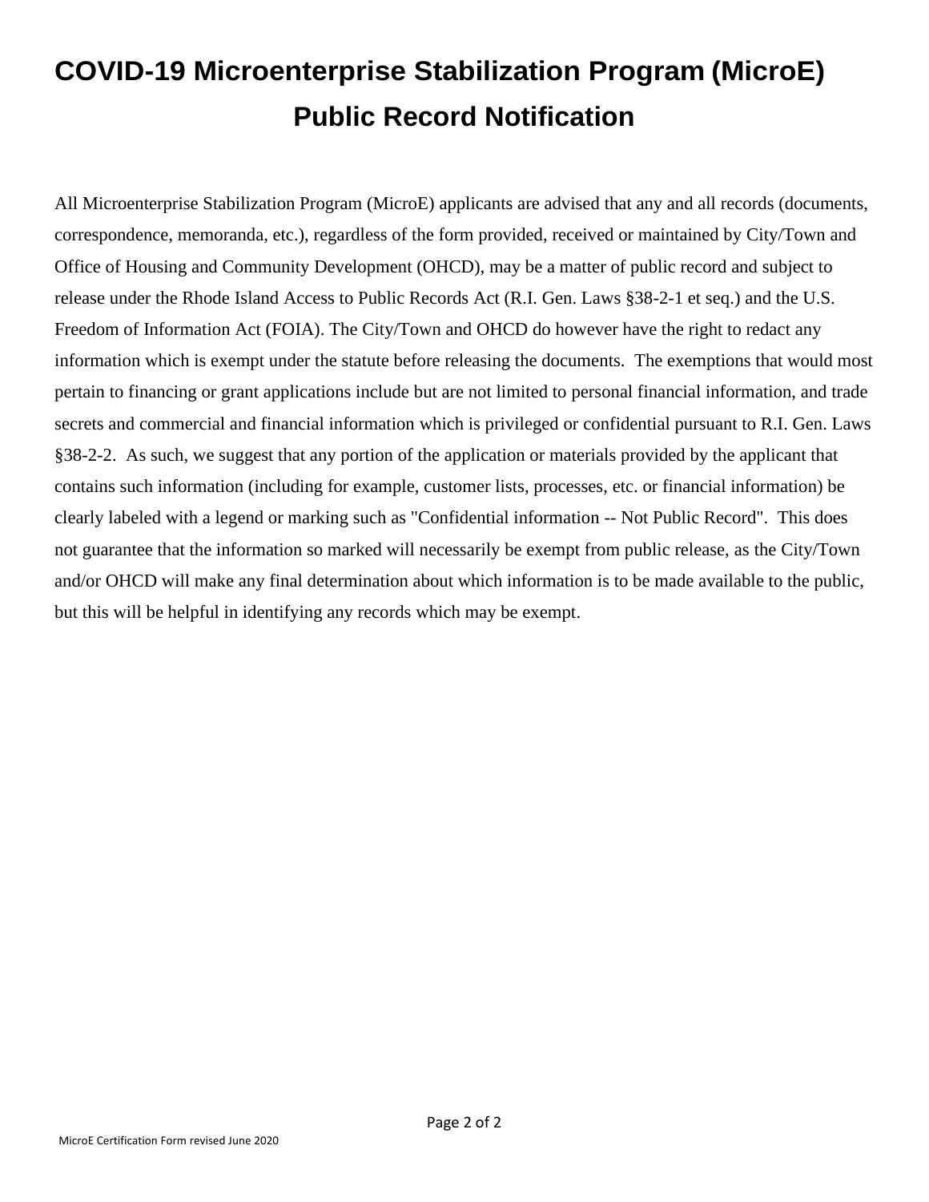# COVID-19 Microenterprise Stabilization Program (MicroE)
# Public Record Notification

All Microenterprise Stabilization Program (MicroE) applicants are advised that any and all records (documents, correspondence, memoranda, etc.), regardless of the form provided, received or maintained by City/Town and Office of Housing and Community Development (OHCD), may be a matter of public record and subject to release under the Rhode Island Access to Public Records Act (R.I. Gen. Laws §38-2-1 et seq.) and the U.S. Freedom of Information Act (FOIA). The City/Town and OHCD do however have the right to redact any information which is exempt under the statute before releasing the documents. The exemptions that would most pertain to financing or grant applications include but are not limited to personal financial information, and trade secrets and commercial and financial information which is privileged or confidential pursuant to R.I. Gen. Laws §38-2-2. As such, we suggest that any portion of the application or materials provided by the applicant that contains such information (including for example, customer lists, processes, etc. or financial information) be clearly labeled with a legend or marking such as "Confidential information -- Not Public Record". This does not guarantee that the information so marked will necessarily be exempt from public release, as the City/Town and/or OHCD will make any final determination about which information is to be made available to the public, but this will be helpful in identifying any records which may be exempt.